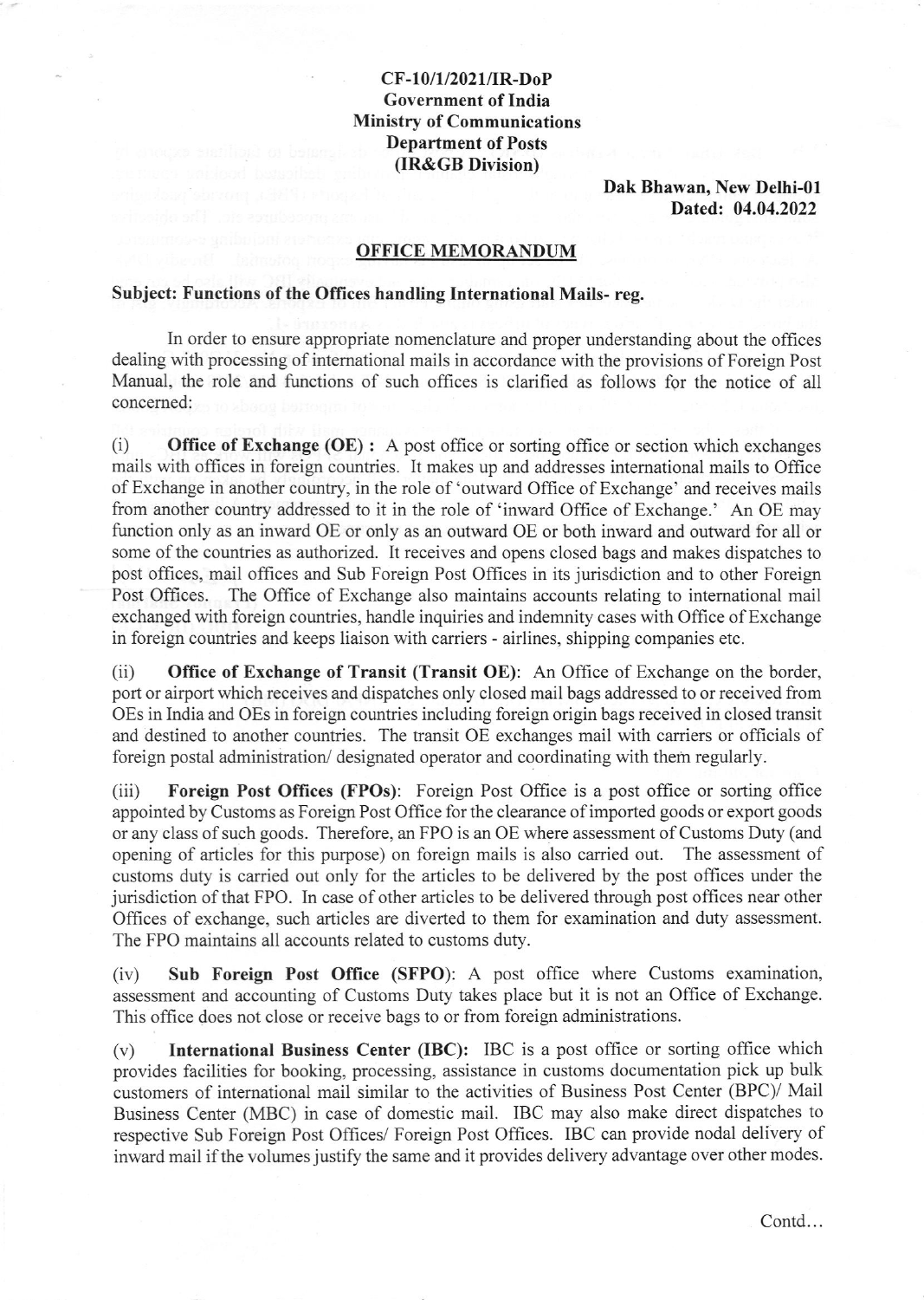**CF-10/1/2021/IR-DoP**
**Government of India**
**Ministry of Communications**
**Department of Posts**
**(IR&GB Division)**

**Dak Bhawan, New Delhi-01**
**Dated: 04.04.2022**

## OFFICE MEMORANDUM

**Subject: Functions of the Offices handling International Mails- reg.**

In order to ensure appropriate nomenclature and proper understanding about the offices dealing with processing of international mails in accordance with the provisions of Foreign Post Manual, the role and functions of such offices is clarified as follows for the notice of all concerned:

(i) **Office of Exchange (OE) :** A post office or sorting office or section which exchanges mails with offices in foreign countries. It makes up and addresses international mails to Office of Exchange in another country, in the role of 'outward Office of Exchange' and receives mails from another country addressed to it in the role of 'inward Office of Exchange.' An OE may function only as an inward OE or only as an outward OE or both inward and outward for all or some of the countries as authorized. It receives and opens closed bags and makes dispatches to post offices, mail offices and Sub Foreign Post Offices in its jurisdiction and to other Foreign Post Offices. The Office of Exchange also maintains accounts relating to international mail exchanged with foreign countries, handle inquiries and indemnity cases with Office of Exchange in foreign countries and keeps liaison with carriers - airlines, shipping companies etc.

(ii) **Office of Exchange of Transit (Transit OE)**: An Office of Exchange on the border, port or airport which receives and dispatches only closed mail bags addressed to or received from OEs in India and OEs in foreign countries including foreign origin bags received in closed transit and destined to another countries. The transit OE exchanges mail with carriers or officials of foreign postal administration/ designated operator and coordinating with them regularly.

(iii) **Foreign Post Offices (FPOs)**: Foreign Post Office is a post office or sorting office appointed by Customs as Foreign Post Office for the clearance of imported goods or export goods or any class of such goods. Therefore, an FPO is an OE where assessment of Customs Duty (and opening of articles for this purpose) on foreign mails is also carried out. The assessment of customs duty is carried out only for the articles to be delivered by the post offices under the jurisdiction of that FPO. In case of other articles to be delivered through post offices near other Offices of exchange, such articles are diverted to them for examination and duty assessment. The FPO maintains all accounts related to customs duty.

(iv) **Sub Foreign Post Office (SFPO)**: A post office where Customs examination, assessment and accounting of Customs Duty takes place but it is not an Office of Exchange. This office does not close or receive bags to or from foreign administrations.

(v) **International Business Center (IBC):** IBC is a post office or sorting office which provides facilities for booking, processing, assistance in customs documentation pick up bulk customers of international mail similar to the activities of Business Post Center (BPC)/ Mail Business Center (MBC) in case of domestic mail. IBC may also make direct dispatches to respective Sub Foreign Post Offices/ Foreign Post Offices. IBC can provide nodal delivery of inward mail if the volumes justify the same and it provides delivery advantage over other modes.

Contd...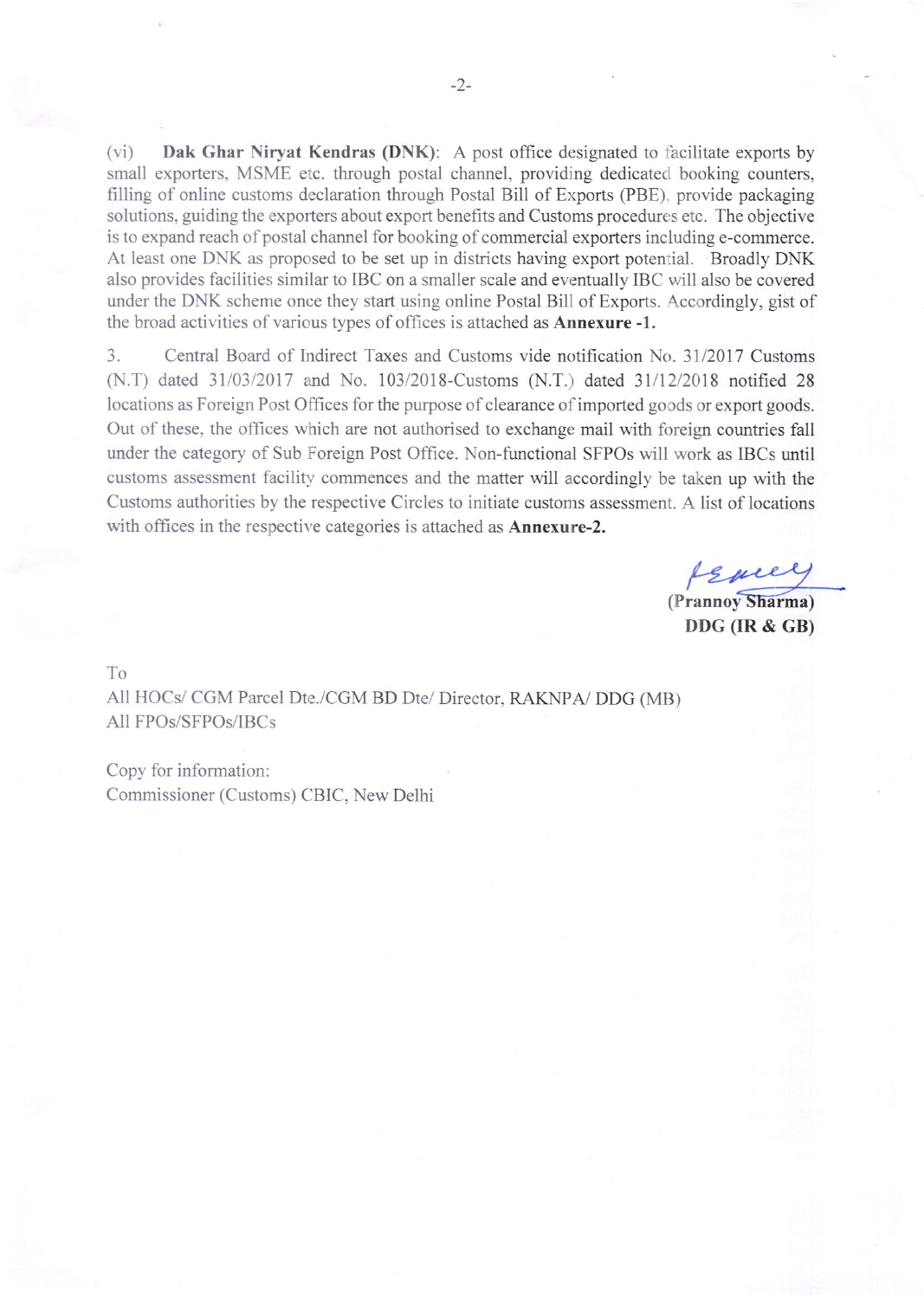(vi) **Dak Ghar Niryat Kendras (DNK)**: A post office designated to facilitate exports by small exporters, MSME etc. through postal channel, providing dedicated booking counters, filling of online customs declaration through Postal Bill of Exports (PBE), provide packaging solutions, guiding the exporters about export benefits and Customs procedures etc. The objective is to expand reach of postal channel for booking of commercial exporters including e-commerce. At least one DNK as proposed to be set up in districts having export potential. Broadly DNK also provides facilities similar to IBC on a smaller scale and eventually IBC will also be covered under the DNK scheme once they start using online Postal Bill of Exports. Accordingly, gist of the broad activities of various types of offices is attached as **Annexure -1.**

3. Central Board of Indirect Taxes and Customs vide notification No. 31/2017 Customs (N.T) dated 31/03/2017 and No. 103/2018-Customs (N.T.) dated 31/12/2018 notified 28 locations as Foreign Post Offices for the purpose of clearance of imported goods or export goods. Out of these, the offices which are not authorised to exchange mail with foreign countries fall under the category of Sub Foreign Post Office. Non-functional SFPOs will work as IBCs until customs assessment facility commences and the matter will accordingly be taken up with the Customs authorities by the respective Circles to initiate customs assessment. A list of locations with offices in the respective categories is attached as **Annexure-2.**

**(Prannoy Sharma)**
**DDG (IR & GB)**

To
All HOCs/ CGM Parcel Dte./CGM BD Dte/ Director, RAKNPA/ DDG (MB)
All FPOs/SFPOs/IBCs

Copy for information:
Commissioner (Customs) CBIC, New Delhi